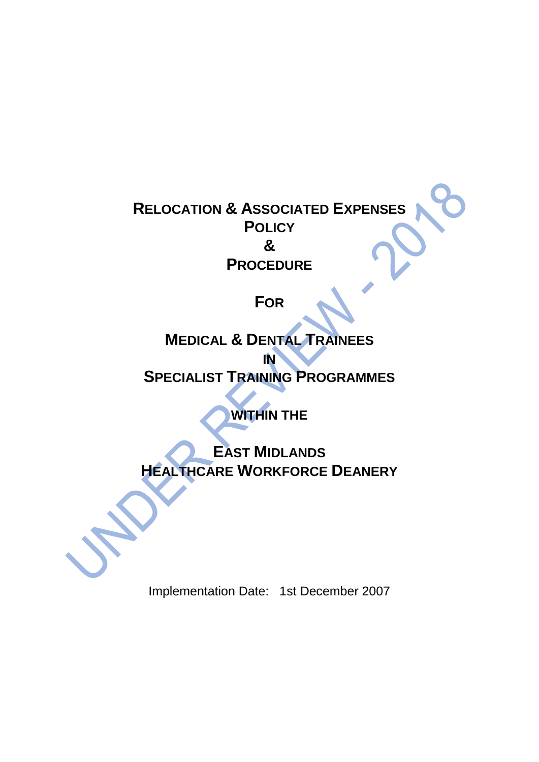# RELOCATION & ASSOCIATED EXPENSES POLICY & PROCEDURE

## FOR

## MEDICAL & DENTAL TRAINEES IN SPECIALIST TRAINING PROGRAMMES

## WITHIN THE

## EAST MIDLANDS HEALTHCARE WORKFORCE DEANERY

UNDER REVIEW - 2018

Implementation Date: 1st December 2007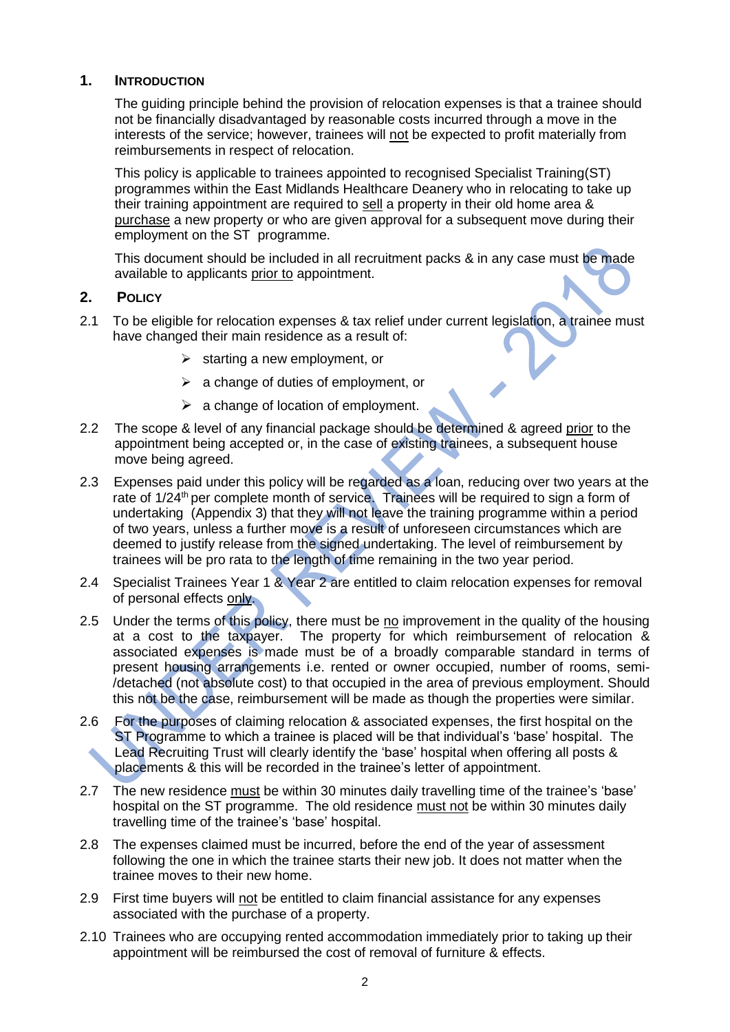## 1. Introduction

The guiding principle behind the provision of relocation expenses is that a trainee should not be financially disadvantaged by reasonable costs incurred through a move in the interests of the service; however, trainees will not be expected to profit materially from reimbursements in respect of relocation.

This policy is applicable to trainees appointed to recognised Specialist Training(ST) programmes within the East Midlands Healthcare Deanery who in relocating to take up their training appointment are required to sell a property in their old home area & purchase a new property or who are given approval for a subsequent move during their employment on the ST programme.

This document should be included in all recruitment packs & in any case must be made available to applicants prior to appointment.

## 2. Policy

2.1 To be eligible for relocation expenses & tax relief under current legislation, a trainee must have changed their main residence as a result of:

- starting a new employment, or
- a change of duties of employment, or
- a change of location of employment.

2.2 The scope & level of any financial package should be determined & agreed prior to the appointment being accepted or, in the case of existing trainees, a subsequent house move being agreed.

2.3 Expenses paid under this policy will be regarded as a loan, reducing over two years at the rate of 1/24th per complete month of service. Trainees will be required to sign a form of undertaking (Appendix 3) that they will not leave the training programme within a period of two years, unless a further move is a result of unforeseen circumstances which are deemed to justify release from the signed undertaking. The level of reimbursement by trainees will be pro rata to the length of time remaining in the two year period.

2.4 Specialist Trainees Year 1 & Year 2 are entitled to claim relocation expenses for removal of personal effects only.

2.5 Under the terms of this policy, there must be no improvement in the quality of the housing at a cost to the taxpayer. The property for which reimbursement of relocation & associated expenses is made must be of a broadly comparable standard in terms of present housing arrangements i.e. rented or owner occupied, number of rooms, semi-/detached (not absolute cost) to that occupied in the area of previous employment. Should this not be the case, reimbursement will be made as though the properties were similar.

2.6 For the purposes of claiming relocation & associated expenses, the first hospital on the ST Programme to which a trainee is placed will be that individual's 'base' hospital. The Lead Recruiting Trust will clearly identify the 'base' hospital when offering all posts & placements & this will be recorded in the trainee's letter of appointment.

2.7 The new residence must be within 30 minutes daily travelling time of the trainee's 'base' hospital on the ST programme. The old residence must not be within 30 minutes daily travelling time of the trainee's 'base' hospital.

2.8 The expenses claimed must be incurred, before the end of the year of assessment following the one in which the trainee starts their new job. It does not matter when the trainee moves to their new home.

2.9 First time buyers will not be entitled to claim financial assistance for any expenses associated with the purchase of a property.

2.10 Trainees who are occupying rented accommodation immediately prior to taking up their appointment will be reimbursed the cost of removal of furniture & effects.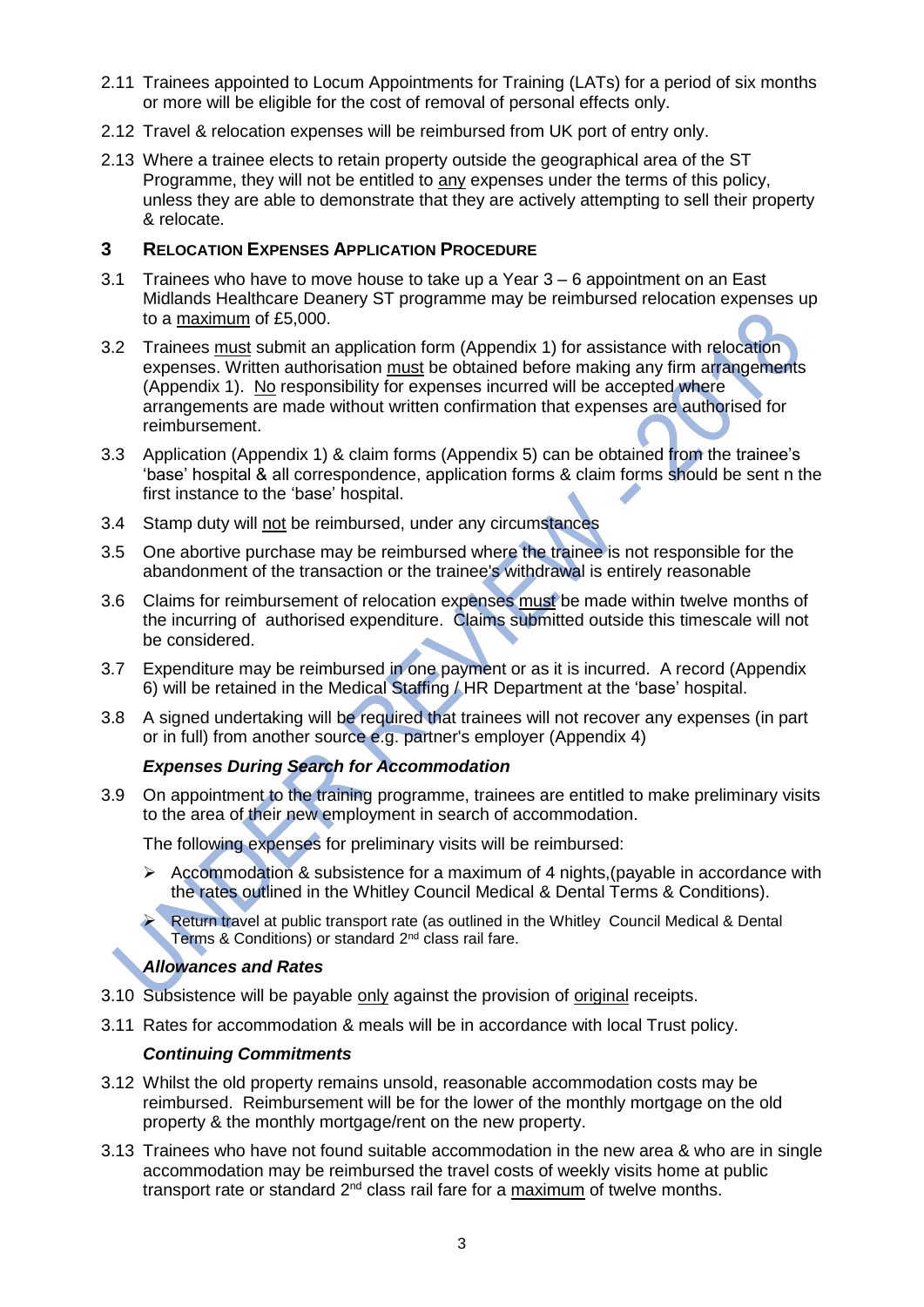2.11 Trainees appointed to Locum Appointments for Training (LATs) for a period of six months or more will be eligible for the cost of removal of personal effects only.

2.12 Travel & relocation expenses will be reimbursed from UK port of entry only.

2.13 Where a trainee elects to retain property outside the geographical area of the ST Programme, they will not be entitled to <u>any</u> expenses under the terms of this policy, unless they are able to demonstrate that they are actively attempting to sell their property & relocate.

## 3 Relocation Expenses Application Procedure

3.1 Trainees who have to move house to take up a Year 3 – 6 appointment on an East Midlands Healthcare Deanery ST programme may be reimbursed relocation expenses up to a <u>maximum</u> of £5,000.

3.2 Trainees <u>must</u> submit an application form (Appendix 1) for assistance with relocation expenses. Written authorisation <u>must</u> be obtained before making any firm arrangements (Appendix 1). <u>No</u> responsibility for expenses incurred will be accepted where arrangements are made without written confirmation that expenses are authorised for reimbursement.

3.3 Application (Appendix 1) & claim forms (Appendix 5) can be obtained from the trainee's 'base' hospital & all correspondence, application forms & claim forms should be sent n the first instance to the 'base' hospital.

3.4 Stamp duty will <u>not</u> be reimbursed, under any circumstances

3.5 One abortive purchase may be reimbursed where the trainee is not responsible for the abandonment of the transaction or the trainee's withdrawal is entirely reasonable

3.6 Claims for reimbursement of relocation expenses <u>must</u> be made within twelve months of the incurring of authorised expenditure. Claims submitted outside this timescale will not be considered.

3.7 Expenditure may be reimbursed in one payment or as it is incurred. A record (Appendix 6) will be retained in the Medical Staffing / HR Department at the 'base' hospital.

3.8 A signed undertaking will be required that trainees will not recover any expenses (in part or in full) from another source e.g. partner's employer (Appendix 4)

***Expenses During Search for Accommodation***

3.9 On appointment to the training programme, trainees are entitled to make preliminary visits to the area of their new employment in search of accommodation.

The following expenses for preliminary visits will be reimbursed:

- Accommodation & subsistence for a maximum of 4 nights,(payable in accordance with the rates outlined in the Whitley Council Medical & Dental Terms & Conditions).
- Return travel at public transport rate (as outlined in the Whitley Council Medical & Dental Terms & Conditions) or standard 2nd class rail fare.

***Allowances and Rates***

3.10 Subsistence will be payable <u>only</u> against the provision of <u>original</u> receipts.

3.11 Rates for accommodation & meals will be in accordance with local Trust policy.

***Continuing Commitments***

3.12 Whilst the old property remains unsold, reasonable accommodation costs may be reimbursed. Reimbursement will be for the lower of the monthly mortgage on the old property & the monthly mortgage/rent on the new property.

3.13 Trainees who have not found suitable accommodation in the new area & who are in single accommodation may be reimbursed the travel costs of weekly visits home at public transport rate or standard 2nd class rail fare for a <u>maximum</u> of twelve months.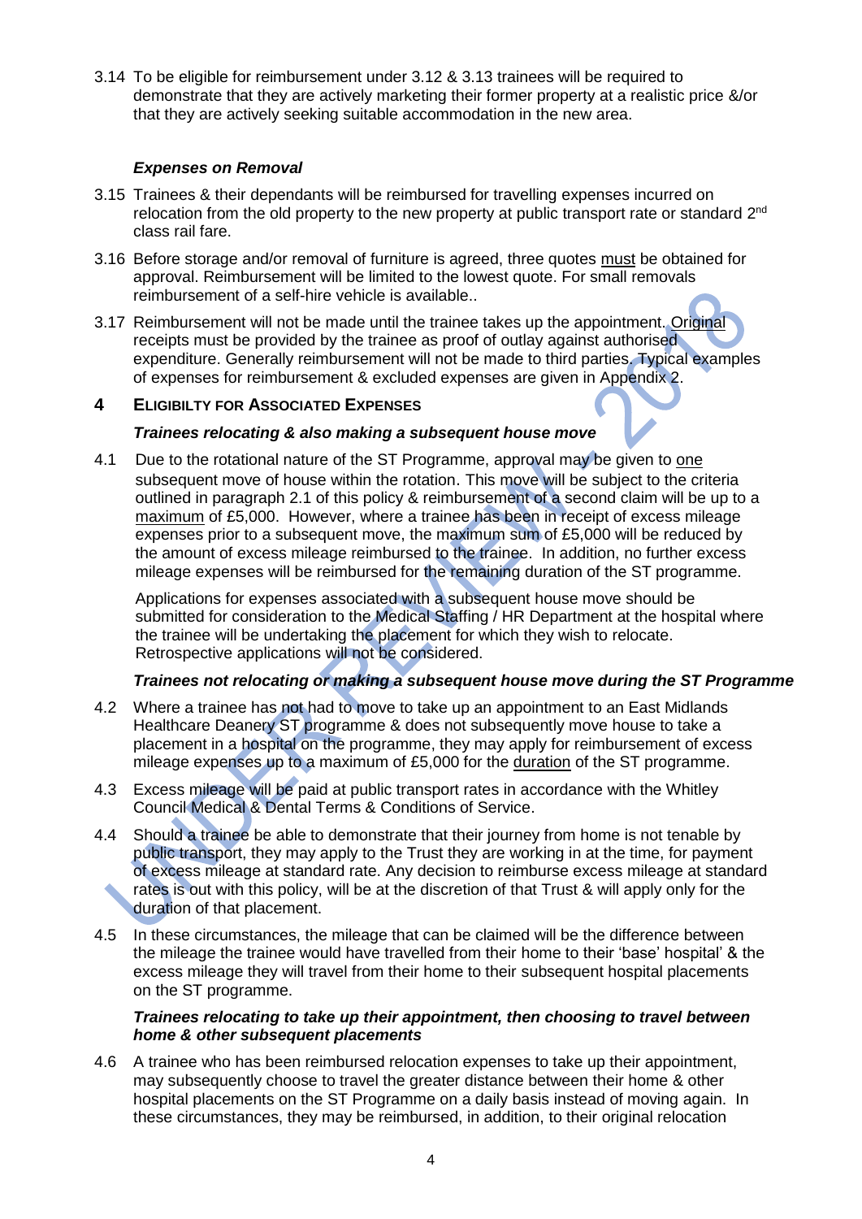3.14 To be eligible for reimbursement under 3.12 & 3.13 trainees will be required to demonstrate that they are actively marketing their former property at a realistic price &/or that they are actively seeking suitable accommodation in the new area.

***Expenses on Removal***

3.15 Trainees & their dependants will be reimbursed for travelling expenses incurred on relocation from the old property to the new property at public transport rate or standard 2nd class rail fare.

3.16 Before storage and/or removal of furniture is agreed, three quotes must be obtained for approval. Reimbursement will be limited to the lowest quote. For small removals reimbursement of a self-hire vehicle is available..

3.17 Reimbursement will not be made until the trainee takes up the appointment. Original receipts must be provided by the trainee as proof of outlay against authorised expenditure. Generally reimbursement will not be made to third parties. Typical examples of expenses for reimbursement & excluded expenses are given in Appendix 2.

## 4 ELIGIBILTY FOR ASSOCIATED EXPENSES

***Trainees relocating & also making a subsequent house move***

4.1 Due to the rotational nature of the ST Programme, approval may be given to one subsequent move of house within the rotation. This move will be subject to the criteria outlined in paragraph 2.1 of this policy & reimbursement of a second claim will be up to a maximum of £5,000. However, where a trainee has been in receipt of excess mileage expenses prior to a subsequent move, the maximum sum of £5,000 will be reduced by the amount of excess mileage reimbursed to the trainee. In addition, no further excess mileage expenses will be reimbursed for the remaining duration of the ST programme.

Applications for expenses associated with a subsequent house move should be submitted for consideration to the Medical Staffing / HR Department at the hospital where the trainee will be undertaking the placement for which they wish to relocate. Retrospective applications will not be considered.

***Trainees not relocating or making a subsequent house move during the ST Programme***

4.2 Where a trainee has not had to move to take up an appointment to an East Midlands Healthcare Deanery ST programme & does not subsequently move house to take a placement in a hospital on the programme, they may apply for reimbursement of excess mileage expenses up to a maximum of £5,000 for the duration of the ST programme.

4.3 Excess mileage will be paid at public transport rates in accordance with the Whitley Council Medical & Dental Terms & Conditions of Service.

4.4 Should a trainee be able to demonstrate that their journey from home is not tenable by public transport, they may apply to the Trust they are working in at the time, for payment of excess mileage at standard rate. Any decision to reimburse excess mileage at standard rates is out with this policy, will be at the discretion of that Trust & will apply only for the duration of that placement.

4.5 In these circumstances, the mileage that can be claimed will be the difference between the mileage the trainee would have travelled from their home to their 'base' hospital & the excess mileage they will travel from their home to their subsequent hospital placements on the ST programme.

***Trainees relocating to take up their appointment, then choosing to travel between home & other subsequent placements***

4.6 A trainee who has been reimbursed relocation expenses to take up their appointment, may subsequently choose to travel the greater distance between their home & other hospital placements on the ST Programme on a daily basis instead of moving again. In these circumstances, they may be reimbursed, in addition, to their original relocation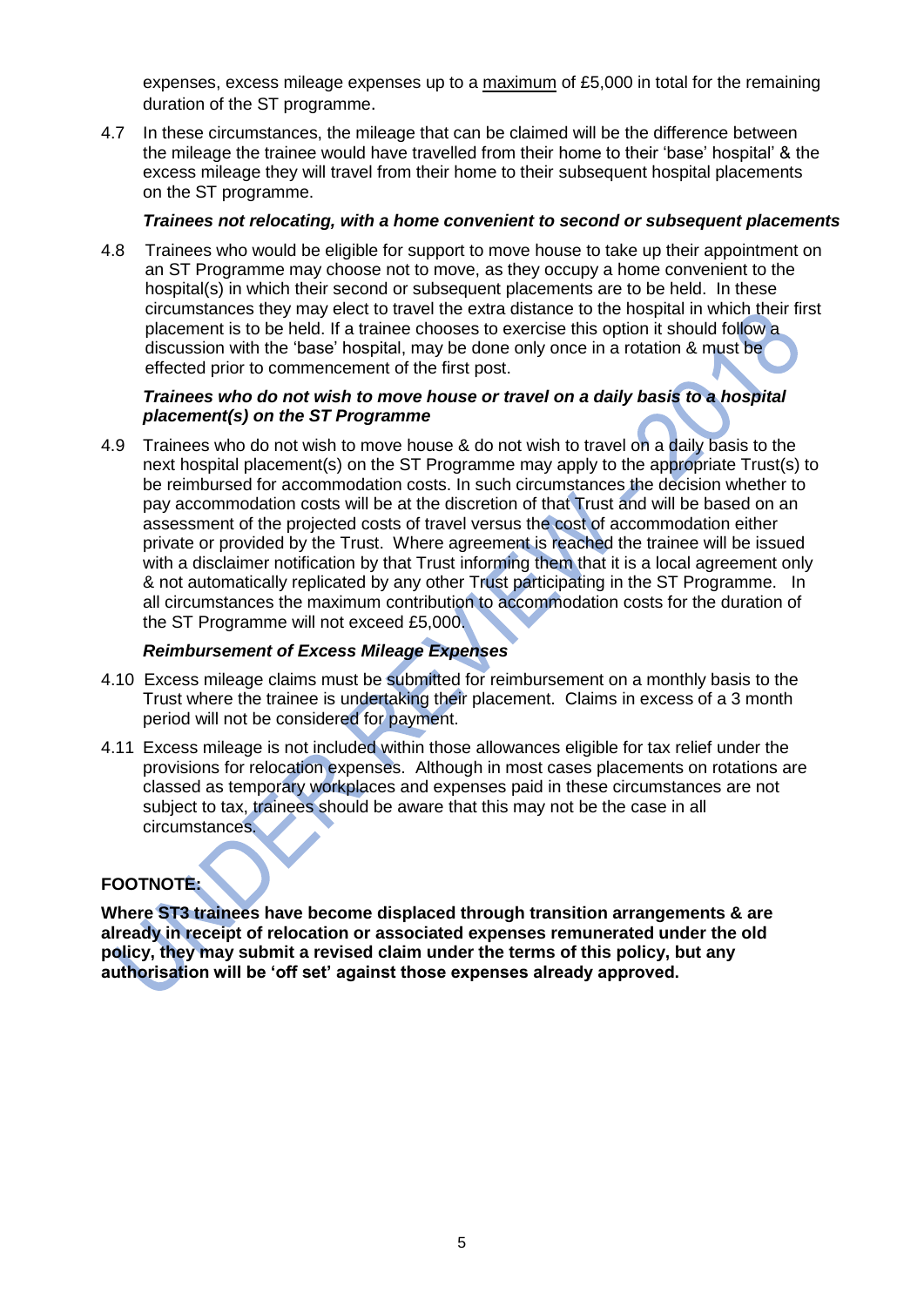expenses, excess mileage expenses up to a maximum of £5,000 in total for the remaining duration of the ST programme.

4.7 In these circumstances, the mileage that can be claimed will be the difference between the mileage the trainee would have travelled from their home to their 'base' hospital' & the excess mileage they will travel from their home to their subsequent hospital placements on the ST programme.

***Trainees not relocating, with a home convenient to second or subsequent placements***

4.8 Trainees who would be eligible for support to move house to take up their appointment on an ST Programme may choose not to move, as they occupy a home convenient to the hospital(s) in which their second or subsequent placements are to be held. In these circumstances they may elect to travel the extra distance to the hospital in which their first placement is to be held. If a trainee chooses to exercise this option it should follow a discussion with the 'base' hospital, may be done only once in a rotation & must be effected prior to commencement of the first post.

***Trainees who do not wish to move house or travel on a daily basis to a hospital placement(s) on the ST Programme***

4.9 Trainees who do not wish to move house & do not wish to travel on a daily basis to the next hospital placement(s) on the ST Programme may apply to the appropriate Trust(s) to be reimbursed for accommodation costs. In such circumstances the decision whether to pay accommodation costs will be at the discretion of that Trust and will be based on an assessment of the projected costs of travel versus the cost of accommodation either private or provided by the Trust. Where agreement is reached the trainee will be issued with a disclaimer notification by that Trust informing them that it is a local agreement only & not automatically replicated by any other Trust participating in the ST Programme. In all circumstances the maximum contribution to accommodation costs for the duration of the ST Programme will not exceed £5,000.

***Reimbursement of Excess Mileage Expenses***

4.10 Excess mileage claims must be submitted for reimbursement on a monthly basis to the Trust where the trainee is undertaking their placement. Claims in excess of a 3 month period will not be considered for payment.

4.11 Excess mileage is not included within those allowances eligible for tax relief under the provisions for relocation expenses. Although in most cases placements on rotations are classed as temporary workplaces and expenses paid in these circumstances are not subject to tax, trainees should be aware that this may not be the case in all circumstances.

**FOOTNOTE:**

**Where ST3 trainees have become displaced through transition arrangements & are already in receipt of relocation or associated expenses remunerated under the old policy, they may submit a revised claim under the terms of this policy, but any authorisation will be 'off set' against those expenses already approved.**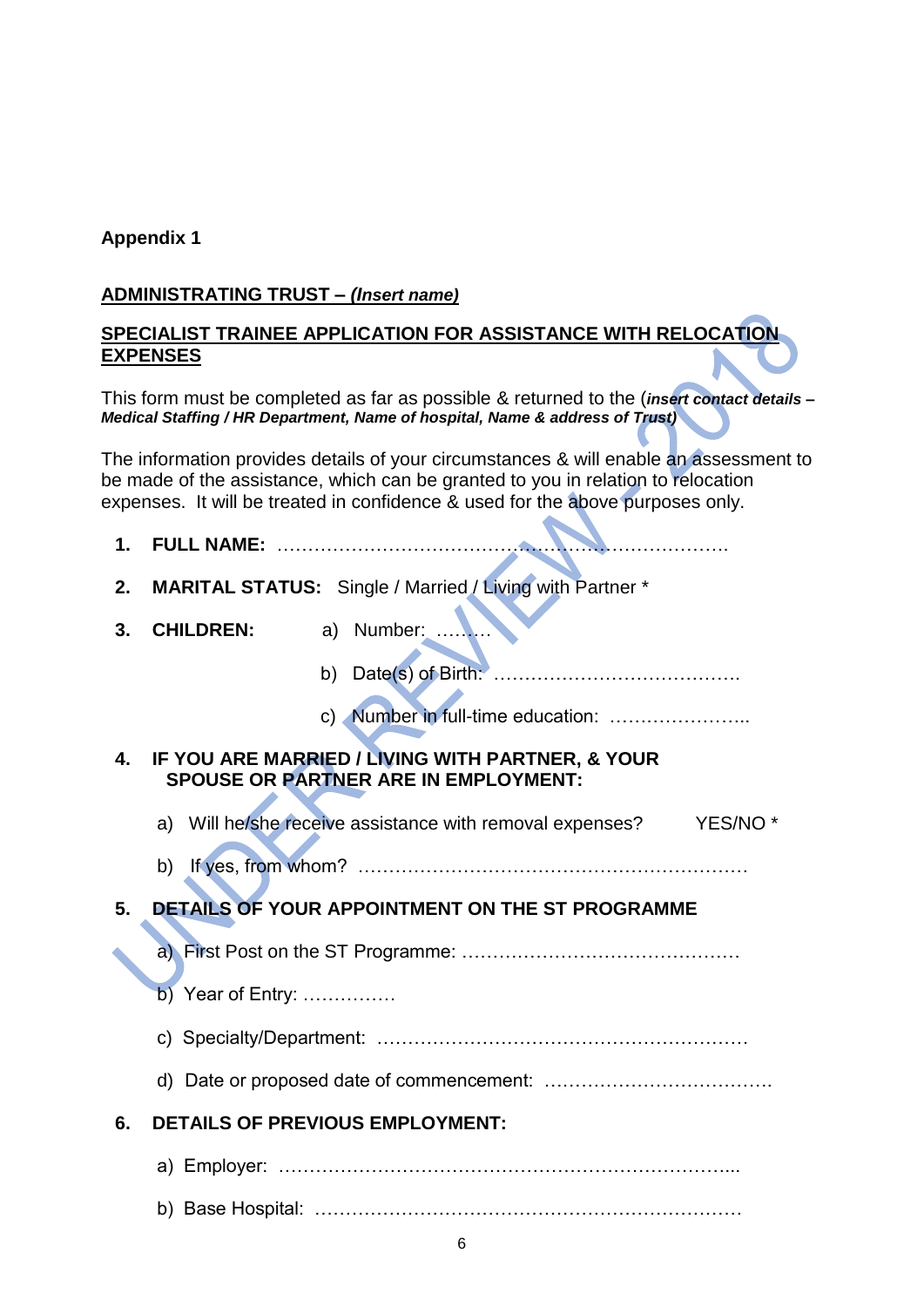**Appendix 1**

**<u>ADMINISTRATING TRUST – *(Insert name)*</u>**

**<u>SPECIALIST TRAINEE APPLICATION FOR ASSISTANCE WITH RELOCATION EXPENSES</u>**

This form must be completed as far as possible & returned to the (***insert contact details – Medical Staffing / HR Department, Name of hospital, Name & address of Trust)***

The information provides details of your circumstances & will enable an assessment to be made of the assistance, which can be granted to you in relation to relocation expenses. It will be treated in confidence & used for the above purposes only.

1. **FULL NAME:** ………………………………………………………………………….

2. **MARITAL STATUS:** Single / Married / Living with Partner *

3. **CHILDREN:**
   - a) Number: ………
   - b) Date(s) of Birth: ………………………………….
   - c) Number in full-time education: …………………..

4. **IF YOU ARE MARRIED / LIVING WITH PARTNER, & YOUR SPOUSE OR PARTNER ARE IN EMPLOYMENT:**
   - a) Will he/she receive assistance with removal expenses? YES/NO *
   - b) If yes, from whom? ……………………………………………………

5. **DETAILS OF YOUR APPOINTMENT ON THE ST PROGRAMME**
   - a) First Post on the ST Programme: ………………………………………
   - b) Year of Entry: ……………
   - c) Specialty/Department: …………………………………………………
   - d) Date or proposed date of commencement: ……………………………….

6. **DETAILS OF PREVIOUS EMPLOYMENT:**
   - a) Employer: ………………………………………………………………...
   - b) Base Hospital: ……………………………………………………………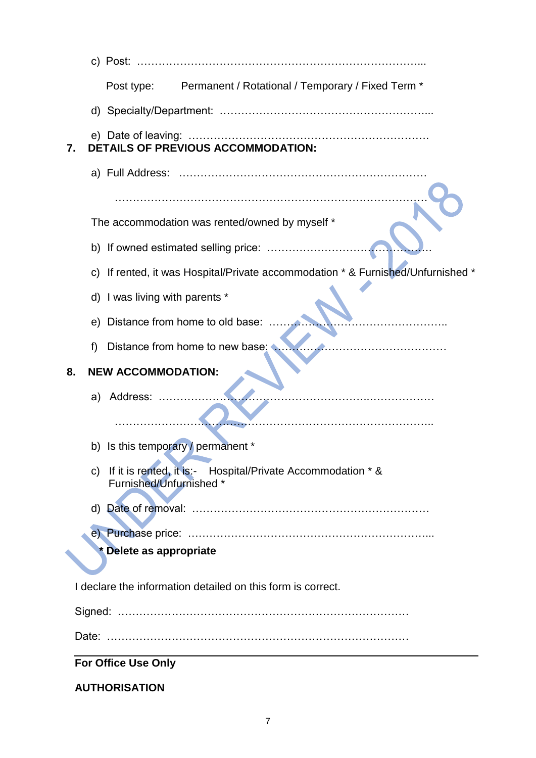c) Post: ……………………………………………………………………...

Post type: Permanent / Rotational / Temporary / Fixed Term *

d) Specialty/Department: …………………………………………………...

e) Date of leaving: ……………………………………………………….

## 7. DETAILS OF PREVIOUS ACCOMMODATION:

a) Full Address: ………………………………………………………….

……………………………………………………………………………

The accommodation was rented/owned by myself *

b) If owned estimated selling price: ……………………………………….

c) If rented, it was Hospital/Private accommodation * & Furnished/Unfurnished *

d) I was living with parents *

e) Distance from home to old base: …………………………………………..

f) Distance from home to new base: …………………………………………

## 8. NEW ACCOMMODATION:

a) Address: ……………………………………………………..………………

………………………………………………………………………………..

b) Is this temporary / permanent *

c) If it is rented, it is:- Hospital/Private Accommodation * & Furnished/Unfurnished *

d) Date of removal: ………………………………………………………

e) Purchase price: …………………………………………………………...

**\* Delete as appropriate**

I declare the information detailed on this form is correct.

Signed: ………………………………………………………………………

Date: …………………………………………………………………………

**For Office Use Only**

**AUTHORISATION**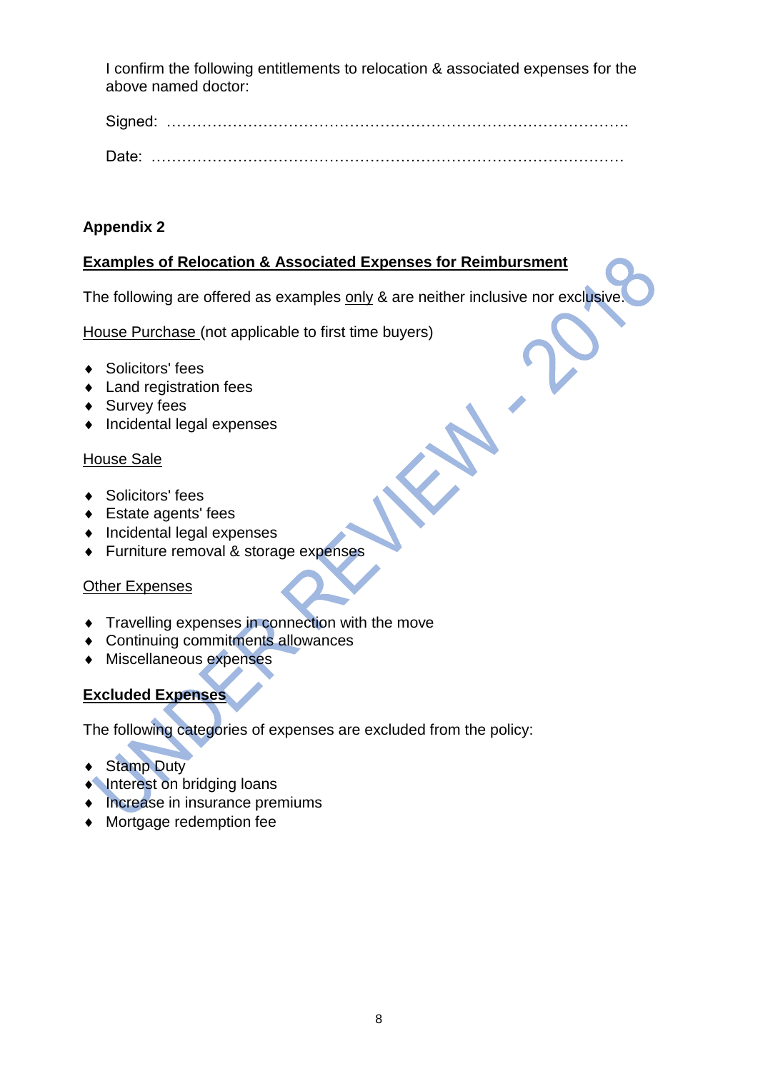I confirm the following entitlements to relocation & associated expenses for the above named doctor:

Signed: ……………………………………………………………………………….

Date: ………………………………………………………………………………

## Appendix 2

**<u>Examples of Relocation & Associated Expenses for Reimbursment</u>**

The following are offered as examples <u>only</u> & are neither inclusive nor exclusive.

<u>House Purchase</u> (not applicable to first time buyers)

- Solicitors' fees
- Land registration fees
- Survey fees
- Incidental legal expenses

<u>House Sale</u>

- Solicitors' fees
- Estate agents' fees
- Incidental legal expenses
- Furniture removal & storage expenses

<u>Other Expenses</u>

- Travelling expenses in connection with the move
- Continuing commitments allowances
- Miscellaneous expenses

**<u>Excluded Expenses</u>**

The following categories of expenses are excluded from the policy:

- Stamp Duty
- Interest on bridging loans
- Increase in insurance premiums
- Mortgage redemption fee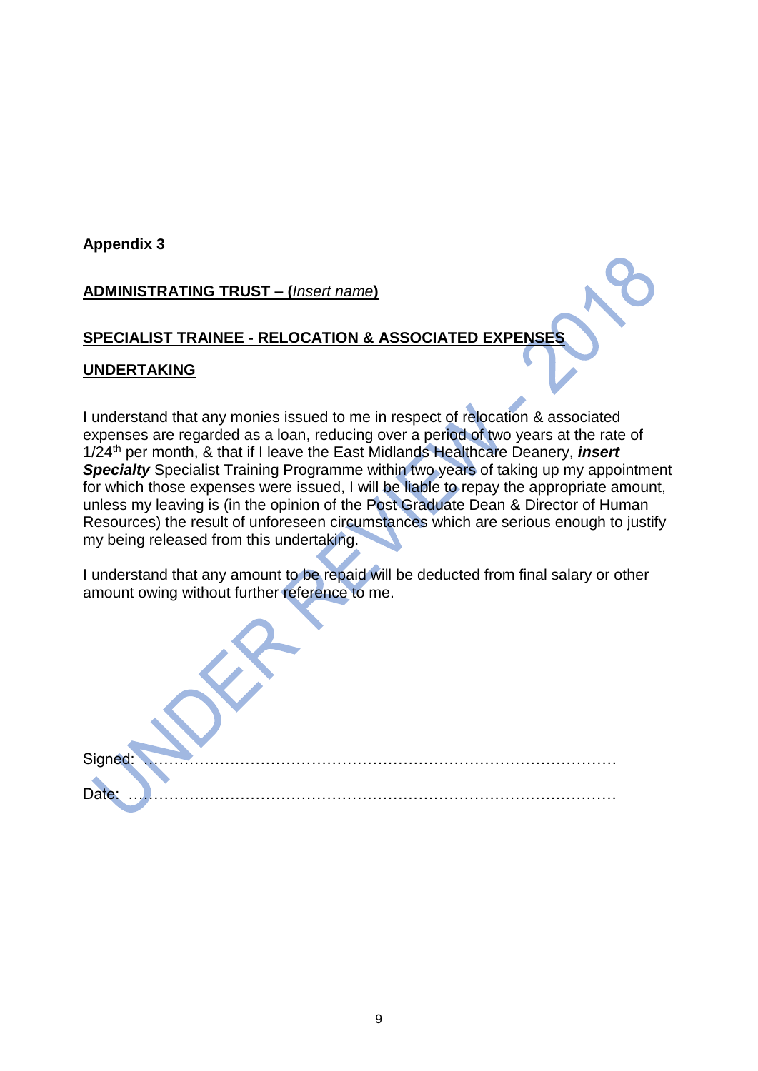**Appendix 3**

**ADMINISTRATING TRUST – (*Insert name*)**

**SPECIALIST TRAINEE - RELOCATION & ASSOCIATED EXPENSES**

**UNDERTAKING**

I understand that any monies issued to me in respect of relocation & associated expenses are regarded as a loan, reducing over a period of two years at the rate of 1/24th per month, & that if I leave the East Midlands Healthcare Deanery, ***insert Specialty*** Specialist Training Programme within two years of taking up my appointment for which those expenses were issued, I will be liable to repay the appropriate amount, unless my leaving is (in the opinion of the Post Graduate Dean & Director of Human Resources) the result of unforeseen circumstances which are serious enough to justify my being released from this undertaking.

I understand that any amount to be repaid will be deducted from final salary or other amount owing without further reference to me.

UNDER REVIEW - 2018

Signed: ………………………………………………………………………………

Date: …………………………………………………………………………………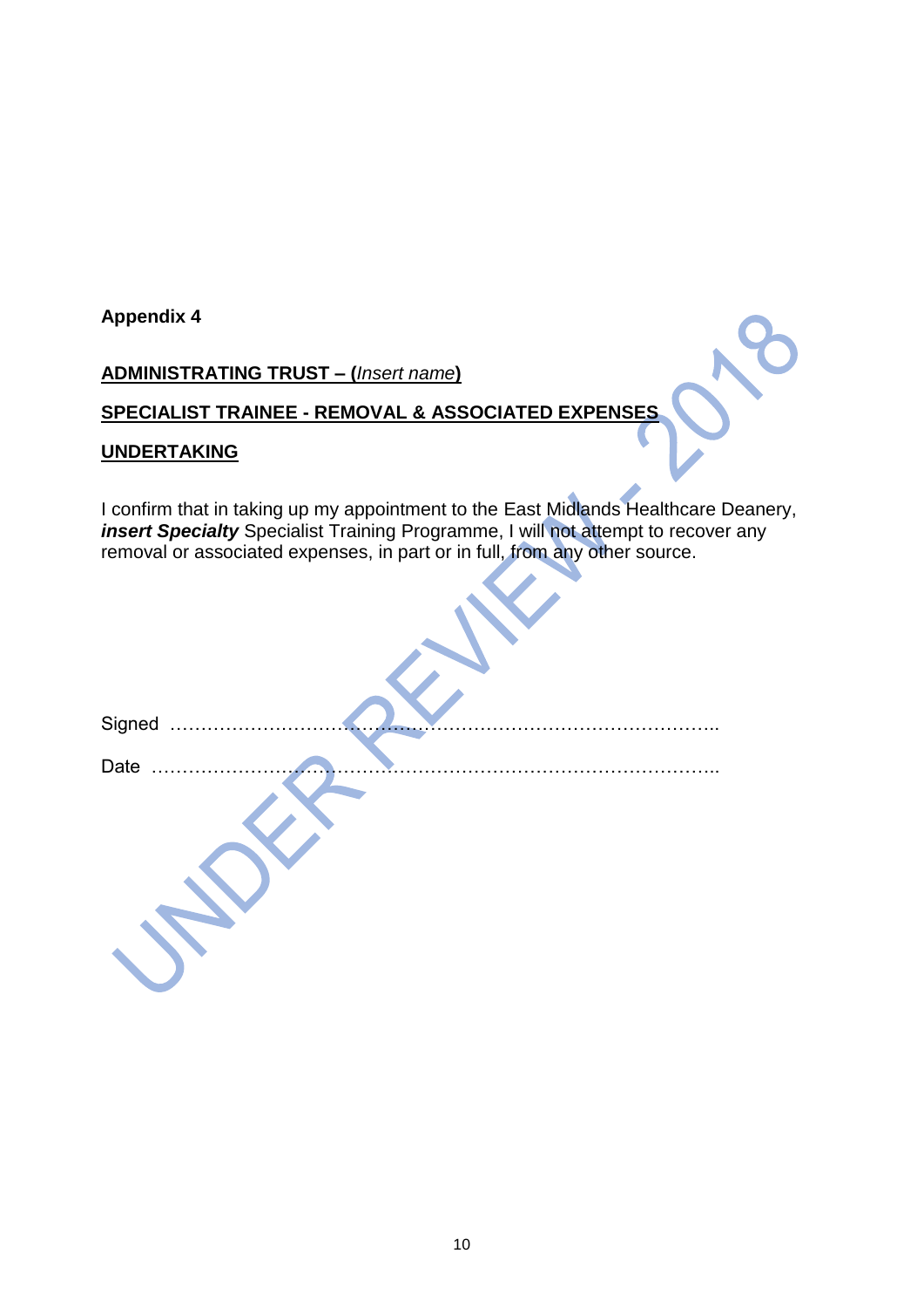**Appendix 4**

**ADMINISTRATING TRUST – (*Insert name*)**

**SPECIALIST TRAINEE - REMOVAL & ASSOCIATED EXPENSES**

**UNDERTAKING**

I confirm that in taking up my appointment to the East Midlands Healthcare Deanery, ***insert Specialty*** Specialist Training Programme, I will not attempt to recover any removal or associated expenses, in part or in full, from any other source.

Signed ……………………………………………………………………………..

Date ………………………………………………………………………………..

UNDER REVIEW - 2018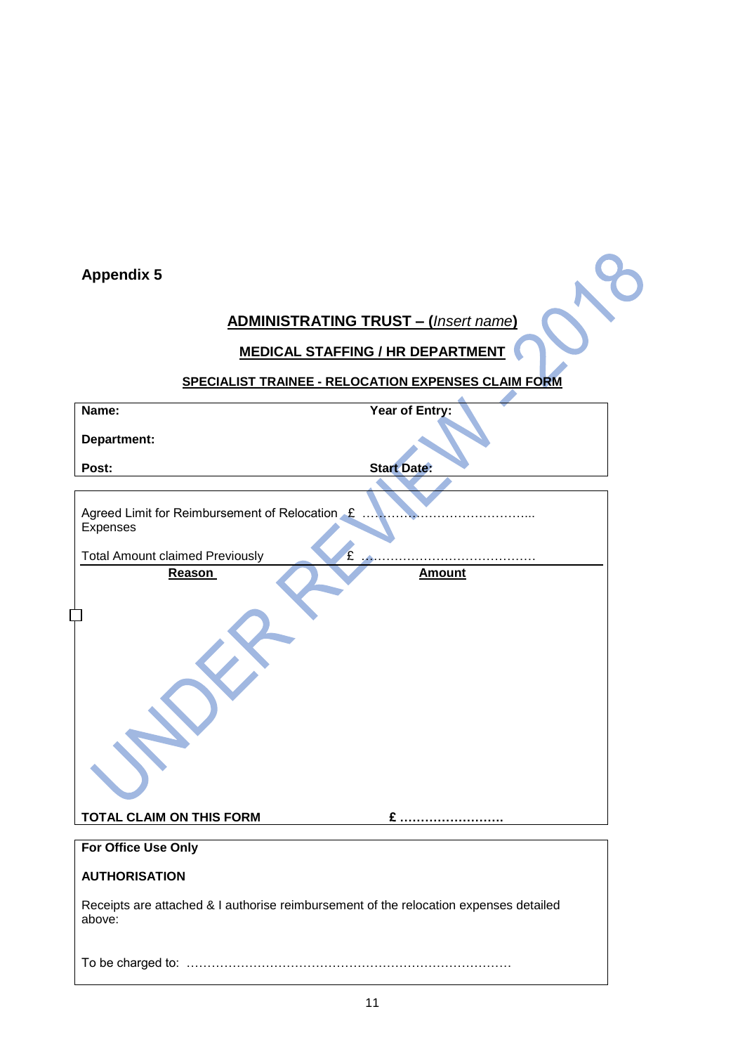**Appendix 5**

**ADMINISTRATING TRUST – (*Insert name*)**

**MEDICAL STAFFING / HR DEPARTMENT**

**SPECIALIST TRAINEE - RELOCATION EXPENSES CLAIM FORM**

| **Name:** | **Year of Entry:** |
|---|---|
| **Department:** | |
| **Post:** | **Start Date:** |

Agreed Limit for Reimbursement of Relocation Expenses £ ……………………………………...

Total Amount claimed Previously £ ……………………………………

| **Reason** | **Amount** |
|---|---|
| | |

**TOTAL CLAIM ON THIS FORM** **£ ……………………**

**For Office Use Only**

**AUTHORISATION**

Receipts are attached & I authorise reimbursement of the relocation expenses detailed above:

To be charged to: ……………………………………………………………………

UNDER REVIEW - 2018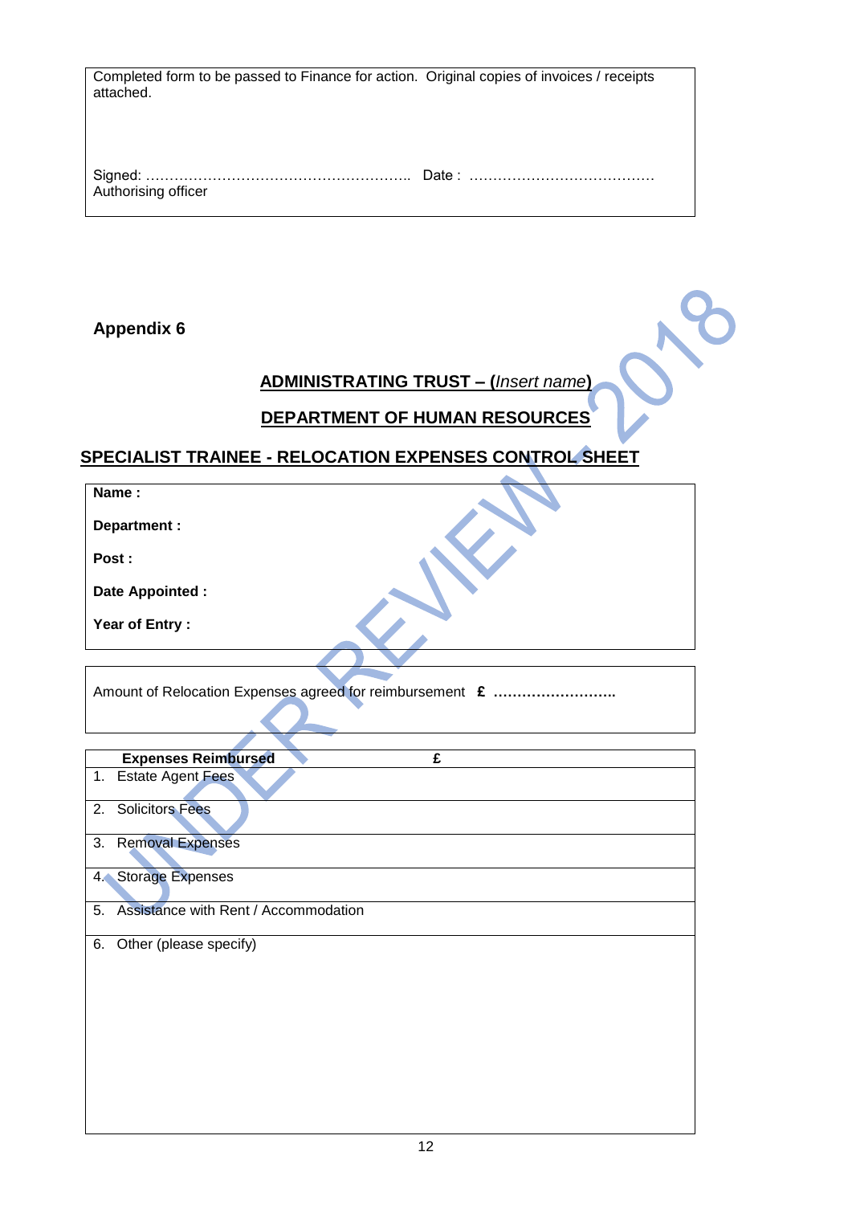Completed form to be passed to Finance for action. Original copies of invoices / receipts attached.

Signed: ……………………………………………….. Date : …………………………………
Authorising officer

**Appendix 6**

## ADMINISTRATING TRUST – (*Insert name*)

## DEPARTMENT OF HUMAN RESOURCES

## SPECIALIST TRAINEE - RELOCATION EXPENSES CONTROL SHEET

**Name :**

**Department :**

**Post :**

**Date Appointed :**

**Year of Entry :**

Amount of Relocation Expenses agreed for reimbursement **£ ……………………..**

| Expenses Reimbursed | £ |
|---|---|
| 1. Estate Agent Fees | |
| 2. Solicitors Fees | |
| 3. Removal Expenses | |
| 4. Storage Expenses | |
| 5. Assistance with Rent / Accommodation | |
| 6. Other (please specify) | |

UNDER REVIEW 2018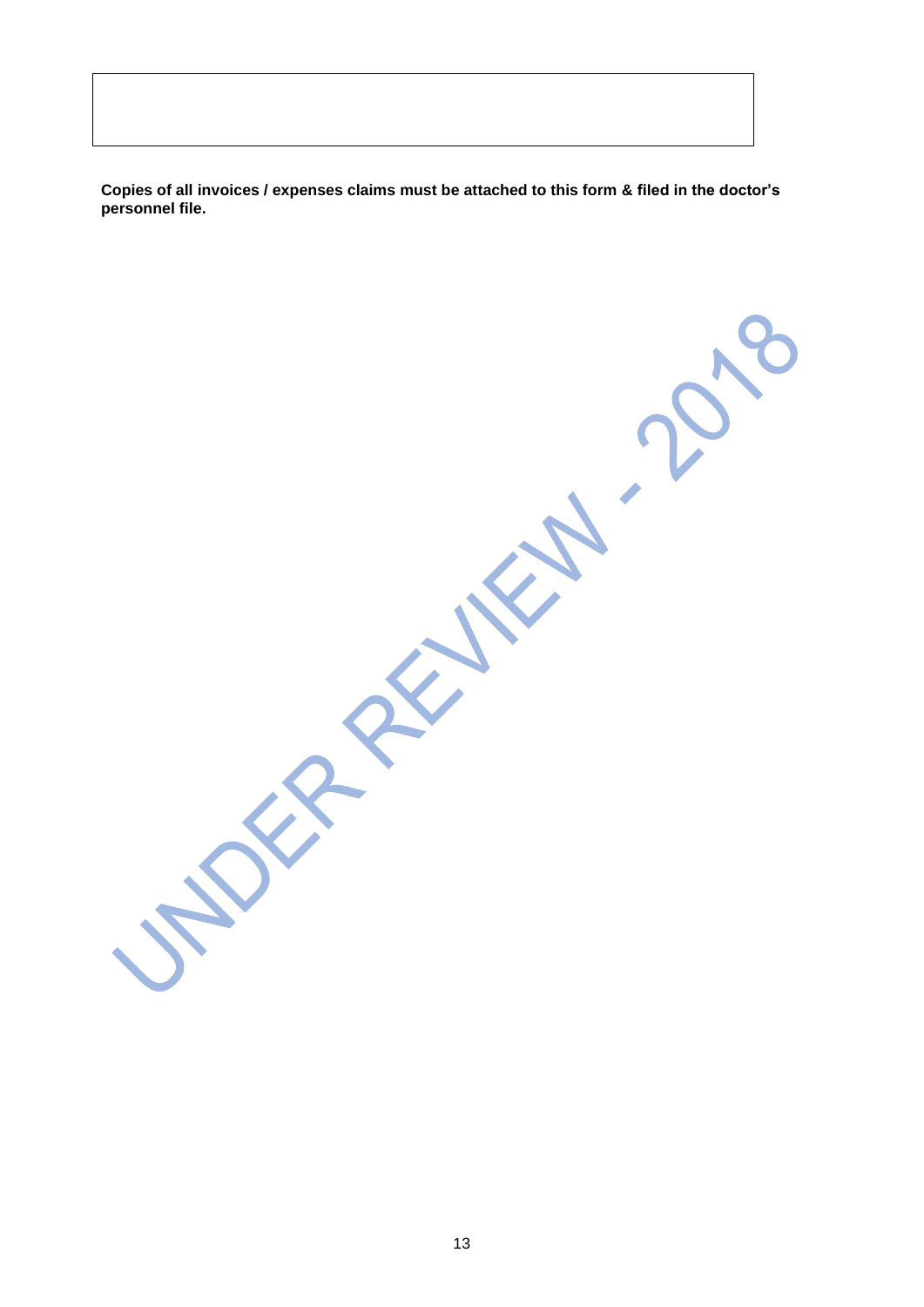**Copies of all invoices / expenses claims must be attached to this form & filed in the doctor's personnel file.**

UNDER REVIEW - 2018